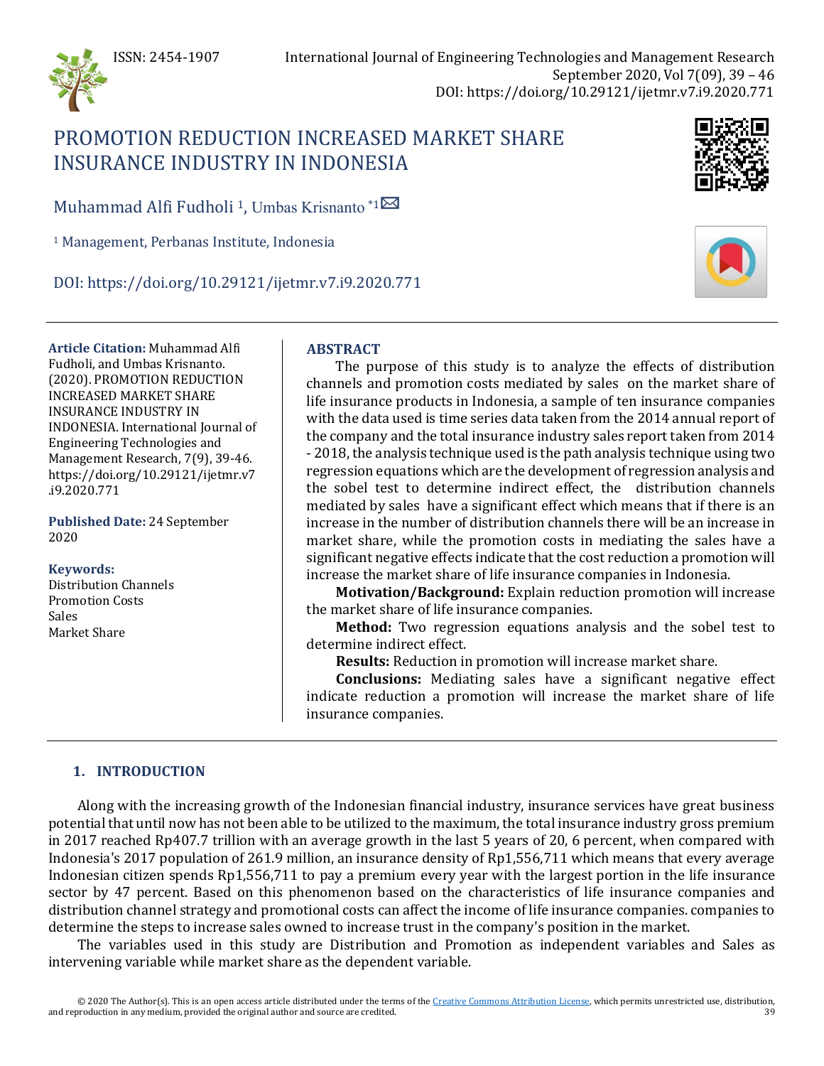# PROMOTION REDUCTION INCREASED MARKET SHARE INSURANCE INDUSTRY IN INDONESIA

Muhammad Alfi Fudholi [1], Umbas Krisnanto *[1]

[1] Management, Perbanas Institute, Indonesia

DOI: https://doi.org/10.29121/ijetmr.v7.i9.2020.771

**Article Citation:** Muhammad Alfi Fudholi, and Umbas Krisnanto. (2020). PROMOTION REDUCTION INCREASED MARKET SHARE INSURANCE INDUSTRY IN INDONESIA. International Journal of Engineering Technologies and Management Research, 7(9), 39-46. https://doi.org/10.29121/ijetmr.v7.i9.2020.771

**Published Date:** 24 September 2020

**Keywords:**
Distribution Channels
Promotion Costs
Sales
Market Share

## ABSTRACT

The purpose of this study is to analyze the effects of distribution channels and promotion costs mediated by sales on the market share of life insurance products in Indonesia, a sample of ten insurance companies with the data used is time series data taken from the 2014 annual report of the company and the total insurance industry sales report taken from 2014 - 2018, the analysis technique used is the path analysis technique using two regression equations which are the development of regression analysis and the sobel test to determine indirect effect, the distribution channels mediated by sales have a significant effect which means that if there is an increase in the number of distribution channels there will be an increase in market share, while the promotion costs in mediating the sales have a significant negative effects indicate that the cost reduction a promotion will increase the market share of life insurance companies in Indonesia.

**Motivation/Background:** Explain reduction promotion will increase the market share of life insurance companies.

**Method:** Two regression equations analysis and the sobel test to determine indirect effect.

**Results:** Reduction in promotion will increase market share.

**Conclusions:** Mediating sales have a significant negative effect indicate reduction a promotion will increase the market share of life insurance companies.

## 1. INTRODUCTION

Along with the increasing growth of the Indonesian financial industry, insurance services have great business potential that until now has not been able to be utilized to the maximum, the total insurance industry gross premium in 2017 reached Rp407.7 trillion with an average growth in the last 5 years of 20, 6 percent, when compared with Indonesia's 2017 population of 261.9 million, an insurance density of Rp1,556,711 which means that every average Indonesian citizen spends Rp1,556,711 to pay a premium every year with the largest portion in the life insurance sector by 47 percent. Based on this phenomenon based on the characteristics of life insurance companies and distribution channel strategy and promotional costs can affect the income of life insurance companies. companies to determine the steps to increase sales owned to increase trust in the company's position in the market.

The variables used in this study are Distribution and Promotion as independent variables and Sales as intervening variable while market share as the dependent variable.

© 2020 The Author(s). This is an open access article distributed under the terms of the Creative Commons Attribution License, which permits unrestricted use, distribution, and reproduction in any medium, provided the original author and source are credited.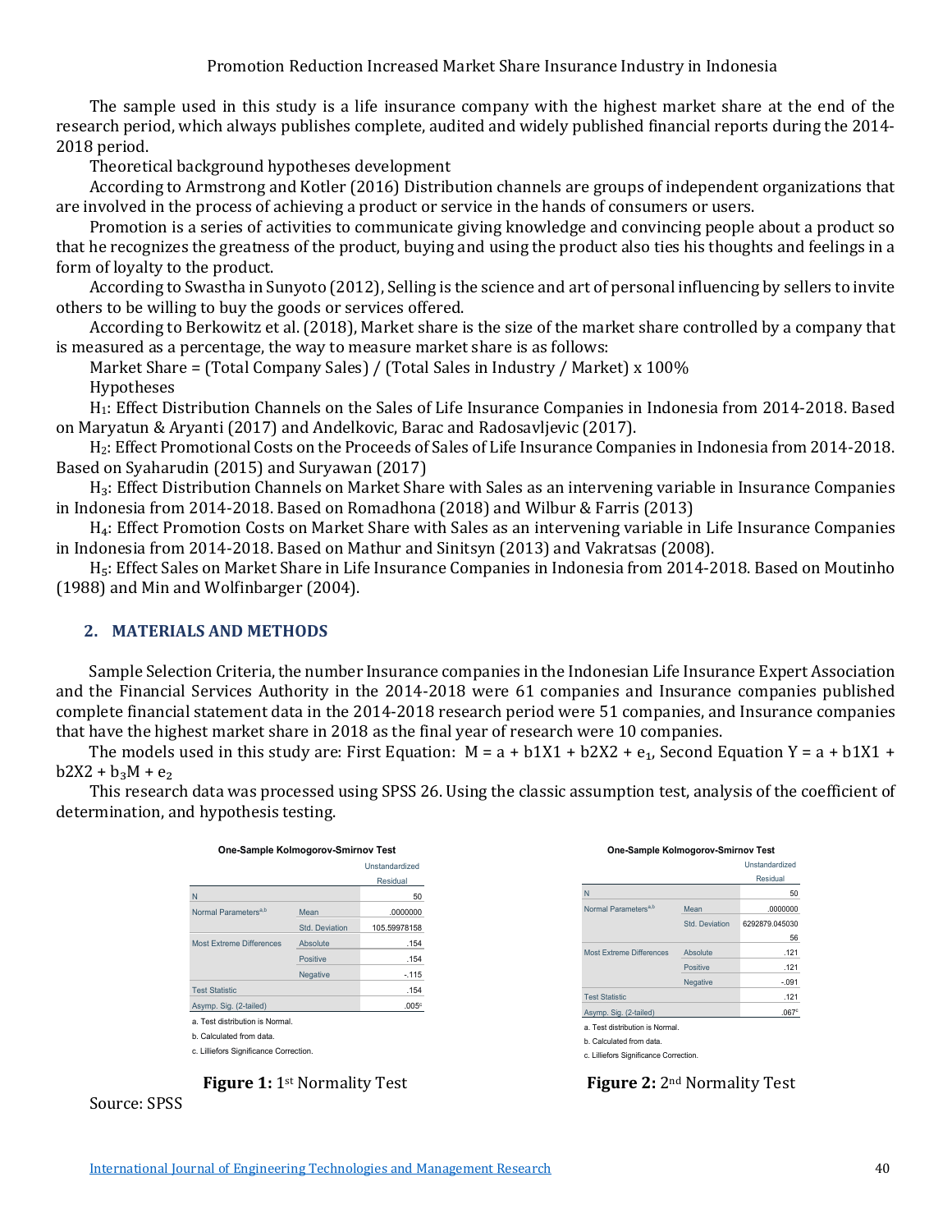The sample used in this study is a life insurance company with the highest market share at the end of the research period, which always publishes complete, audited and widely published financial reports during the 2014-2018 period.

Theoretical background hypotheses development

According to Armstrong and Kotler (2016) Distribution channels are groups of independent organizations that are involved in the process of achieving a product or service in the hands of consumers or users.

Promotion is a series of activities to communicate giving knowledge and convincing people about a product so that he recognizes the greatness of the product, buying and using the product also ties his thoughts and feelings in a form of loyalty to the product.

According to Swastha in Sunyoto (2012), Selling is the science and art of personal influencing by sellers to invite others to be willing to buy the goods or services offered.

According to Berkowitz et al. (2018), Market share is the size of the market share controlled by a company that is measured as a percentage, the way to measure market share is as follows:

Market Share = (Total Company Sales) / (Total Sales in Industry / Market) x 100%

Hypotheses

$H_1$: Effect Distribution Channels on the Sales of Life Insurance Companies in Indonesia from 2014-2018. Based on Maryatun & Aryanti (2017) and Andelkovic, Barac and Radosavljevic (2017).

$H_2$: Effect Promotional Costs on the Proceeds of Sales of Life Insurance Companies in Indonesia from 2014-2018. Based on Syaharudin (2015) and Suryawan (2017)

$H_3$: Effect Distribution Channels on Market Share with Sales as an intervening variable in Insurance Companies in Indonesia from 2014-2018. Based on Romadhona (2018) and Wilbur & Farris (2013)

$H_4$: Effect Promotion Costs on Market Share with Sales as an intervening variable in Life Insurance Companies in Indonesia from 2014-2018. Based on Mathur and Sinitsyn (2013) and Vakratsas (2008).

$H_5$: Effect Sales on Market Share in Life Insurance Companies in Indonesia from 2014-2018. Based on Moutinho (1988) and Min and Wolfinbarger (2004).

## 2. MATERIALS AND METHODS

Sample Selection Criteria, the number Insurance companies in the Indonesian Life Insurance Expert Association and the Financial Services Authority in the 2014-2018 were 61 companies and Insurance companies published complete financial statement data in the 2014-2018 research period were 51 companies, and Insurance companies that have the highest market share in 2018 as the final year of research were 10 companies.

The models used in this study are: First Equation: $M = a + b1X1 + b2X2 + e_1$, Second Equation $Y = a + b1X1 + b2X2 + b_3M + e_2$

This research data was processed using SPSS 26. Using the classic assumption test, analysis of the coefficient of determination, and hypothesis testing.

**One-Sample Kolmogorov-Smirnov Test**

| | | Unstandardized Residual |
|---|---|---|
| N | | 50 |
| Normal Parameters[a,b] | Mean | .0000000 |
| | Std. Deviation | 105.59978158 |
| Most Extreme Differences | Absolute | .154 |
| | Positive | .154 |
| | Negative | -.115 |
| Test Statistic | | .154 |
| Asymp. Sig. (2-tailed) | | .005[c] |

a. Test distribution is Normal.
b. Calculated from data.
c. Lilliefors Significance Correction.

**Figure 1:** 1st Normality Test

**One-Sample Kolmogorov-Smirnov Test**

| | | Unstandardized Residual |
|---|---|---|
| N | | 50 |
| Normal Parameters[a,b] | Mean | .0000000 |
| | Std. Deviation | 6292879.045030 56 |
| Most Extreme Differences | Absolute | .121 |
| | Positive | .121 |
| | Negative | -.091 |
| Test Statistic | | .121 |
| Asymp. Sig. (2-tailed) | | .067[c] |

a. Test distribution is Normal.
b. Calculated from data.
c. Lilliefors Significance Correction.

**Figure 2:** 2nd Normality Test

Source: SPSS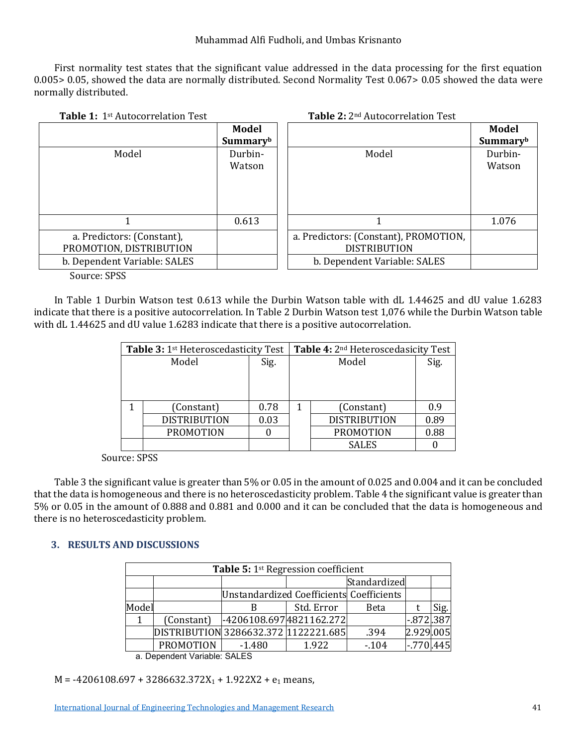First normality test states that the significant value addressed in the data processing for the first equation 0.005> 0.05, showed the data are normally distributed. Second Normality Test 0.067> 0.05 showed the data were normally distributed.

**Table 1:** 1st Autocorrelation Test

| | **Model Summary**[b] |
|---|---|
| Model | Durbin-Watson |
| 1 | 0.613 |
| a. Predictors: (Constant), PROMOTION, DISTRIBUTION | |
| b. Dependent Variable: SALES | |

**Table 2:** 2nd Autocorrelation Test

| | **Model Summary**[b] |
|---|---|
| Model | Durbin-Watson |
| 1 | 1.076 |
| a. Predictors: (Constant), PROMOTION, DISTRIBUTION | |
| b. Dependent Variable: SALES | |

Source: SPSS

In Table 1 Durbin Watson test 0.613 while the Durbin Watson table with dL 1.44625 and dU value 1.6283 indicate that there is a positive autocorrelation. In Table 2 Durbin Watson test 1,076 while the Durbin Watson table with dL 1.44625 and dU value 1.6283 indicate that there is a positive autocorrelation.

**Table 3:** 1st Heteroscedasticity Test

| Model | | Sig. |
|---|---|---|
| 1 | (Constant) | 0.78 |
| | DISTRIBUTION | 0.03 |
| | PROMOTION | 0 |

**Table 4:** 2nd Heteroscedasicity Test

| Model | | Sig. |
|---|---|---|
| 1 | (Constant) | 0.9 |
| | DISTRIBUTION | 0.89 |
| | PROMOTION | 0.88 |
| | SALES | 0 |

Source: SPSS

Table 3 the significant value is greater than 5% or 0.05 in the amount of 0.025 and 0.004 and it can be concluded that the data is homogeneous and there is no heteroscedasticity problem. Table 4 the significant value is greater than 5% or 0.05 in the amount of 0.888 and 0.881 and 0.000 and it can be concluded that the data is homogeneous and there is no heteroscedasticity problem.

## 3. RESULTS AND DISCUSSIONS

**Table 5:** 1st Regression coefficient

| | | | | Standardized | | |
|---|---|---|---|---|---|---|
| | | Unstandardized Coefficients | | Coefficients | | |
| Model | | B | Std. Error | Beta | t | Sig. |
| 1 | (Constant) | -4206108.697 | 4821162.272 | | -.872 | .387 |
| | DISTRIBUTION | 3286632.372 | 1122221.685 | .394 | 2.929 | .005 |
| | PROMOTION | -1.480 | 1.922 | -.104 | -.770 | .445 |

a. Dependent Variable: SALES

$M = -4206108.697 + 3286632.372X_1 + 1.922X2 + e_1$ means,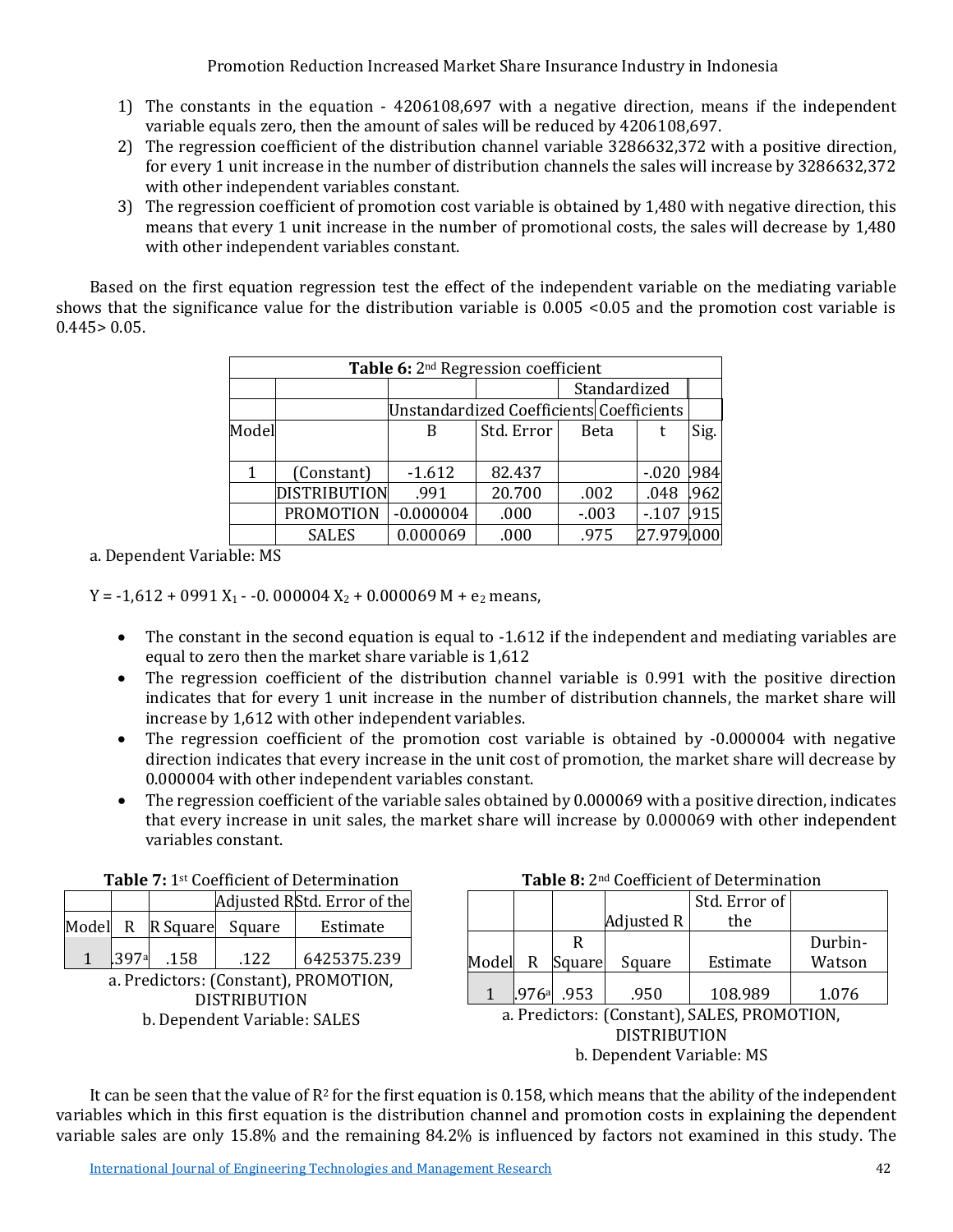1) The constants in the equation - 4206108,697 with a negative direction, means if the independent variable equals zero, then the amount of sales will be reduced by 4206108,697.
2) The regression coefficient of the distribution channel variable 3286632,372 with a positive direction, for every 1 unit increase in the number of distribution channels the sales will increase by 3286632,372 with other independent variables constant.
3) The regression coefficient of promotion cost variable is obtained by 1,480 with negative direction, this means that every 1 unit increase in the number of promotional costs, the sales will decrease by 1,480 with other independent variables constant.

Based on the first equation regression test the effect of the independent variable on the mediating variable shows that the significance value for the distribution variable is 0.005 <0.05 and the promotion cost variable is 0.445> 0.05.

**Table 6:** 2nd Regression coefficient

| Model | | Unstandardized Coefficients | | Standardized Coefficients | | |
|---|---|---|---|---|---|---|
| | | B | Std. Error | Beta | t | Sig. |
| 1 | (Constant) | -1.612 | 82.437 | | -.020 | .984 |
| | DISTRIBUTION | .991 | 20.700 | .002 | .048 | .962 |
| | PROMOTION | -0.000004 | .000 | -.003 | -.107 | .915 |
| | SALES | 0.000069 | .000 | .975 | 27.979 | .000 |

a. Dependent Variable: MS

$Y = -1{,}612 + 0991\ X_1 - -0.\ 000004\ X_2 + 0.000069\ M + e_2$ means,

- The constant in the second equation is equal to -1.612 if the independent and mediating variables are equal to zero then the market share variable is 1,612
- The regression coefficient of the distribution channel variable is 0.991 with the positive direction indicates that for every 1 unit increase in the number of distribution channels, the market share will increase by 1,612 with other independent variables.
- The regression coefficient of the promotion cost variable is obtained by -0.000004 with negative direction indicates that every increase in the unit cost of promotion, the market share will decrease by 0.000004 with other independent variables constant.
- The regression coefficient of the variable sales obtained by 0.000069 with a positive direction, indicates that every increase in unit sales, the market share will increase by 0.000069 with other independent variables constant.

**Table 7:** 1st Coefficient of Determination

| Model | R | R Square | Adjusted R Square | Std. Error of the Estimate |
|---|---|---|---|---|
| 1 | .397[a] | .158 | .122 | 6425375.239 |

a. Predictors: (Constant), PROMOTION, DISTRIBUTION
b. Dependent Variable: SALES

**Table 8:** 2nd Coefficient of Determination

| Model | R | R Square | Adjusted R Square | Std. Error of the Estimate | Durbin-Watson |
|---|---|---|---|---|---|
| 1 | .976[a] | .953 | .950 | 108.989 | 1.076 |

a. Predictors: (Constant), SALES, PROMOTION, DISTRIBUTION
b. Dependent Variable: MS

It can be seen that the value of $R^2$ for the first equation is 0.158, which means that the ability of the independent variables which in this first equation is the distribution channel and promotion costs in explaining the dependent variable sales are only 15.8% and the remaining 84.2% is influenced by factors not examined in this study. The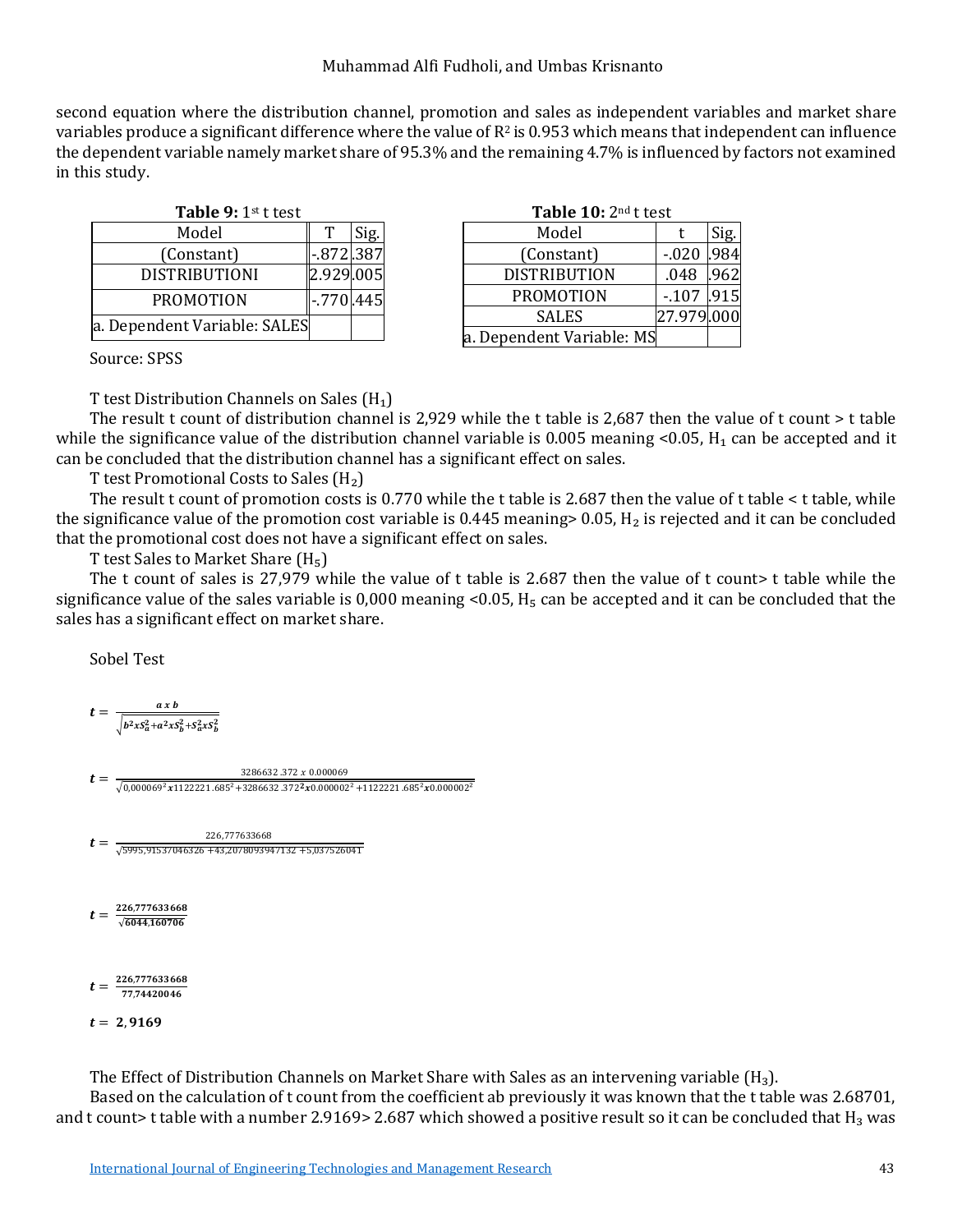second equation where the distribution channel, promotion and sales as independent variables and market share variables produce a significant difference where the value of $R^2$ is 0.953 which means that independent can influence the dependent variable namely market share of 95.3% and the remaining 4.7% is influenced by factors not examined in this study.

**Table 9:** 1st t test

| Model | T | Sig. |
|---|---|---|
| (Constant) | -.872 | .387 |
| DISTRIBUTIONI | 2.929 | .005 |
| PROMOTION | -.770 | .445 |
| a. Dependent Variable: SALES | | |

**Table 10:** 2nd t test

| Model | t | Sig. |
|---|---|---|
| (Constant) | -.020 | .984 |
| DISTRIBUTION | .048 | .962 |
| PROMOTION | -.107 | .915 |
| SALES | 27.979 | .000 |
| a. Dependent Variable: MS | | |

Source: SPSS

T test Distribution Channels on Sales ($H_1$)

The result t count of distribution channel is 2,929 while the t table is 2,687 then the value of t count > t table while the significance value of the distribution channel variable is 0.005 meaning <0.05, $H_1$ can be accepted and it can be concluded that the distribution channel has a significant effect on sales.

T test Promotional Costs to Sales ($H_2$)

The result t count of promotion costs is 0.770 while the t table is 2.687 then the value of t table < t table, while the significance value of the promotion cost variable is 0.445 meaning> 0.05, $H_2$ is rejected and it can be concluded that the promotional cost does not have a significant effect on sales.

T test Sales to Market Share ($H_5$)

The t count of sales is 27,979 while the value of t table is 2.687 then the value of t count> t table while the significance value of the sales variable is 0,000 meaning <0.05, $H_5$ can be accepted and it can be concluded that the sales has a significant effect on market share.

Sobel Test

$$t = \frac{a \times b}{\sqrt{b^2 x S_a^2 + a^2 x S_b^2 + S_a^2 x S_b^2}}$$

$$t = \frac{3286632.372 \times 0.000069}{\sqrt{0{,}000069^2 \boldsymbol{x} 1122221.685^2 + 3286632.372^2 \boldsymbol{x} 0.000002^2 + 1122221.685^2 \boldsymbol{x} 0.000002^2}}$$

$$t = \frac{226{,}777633668}{\sqrt{5995{,}91537046326 + 43{,}2078093947132 + 5{,}03752604 1}}$$

$$t = \frac{\mathbf{226{,}777633668}}{\sqrt{\mathbf{6044{,}160706}}}$$

$$t = \frac{\mathbf{226{,}777633668}}{\mathbf{77{,}74420046}}$$

$$t = \mathbf{2{,}9169}$$

The Effect of Distribution Channels on Market Share with Sales as an intervening variable ($H_3$).

Based on the calculation of t count from the coefficient ab previously it was known that the t table was 2.68701, and t count> t table with a number 2.9169> 2.687 which showed a positive result so it can be concluded that $H_3$ was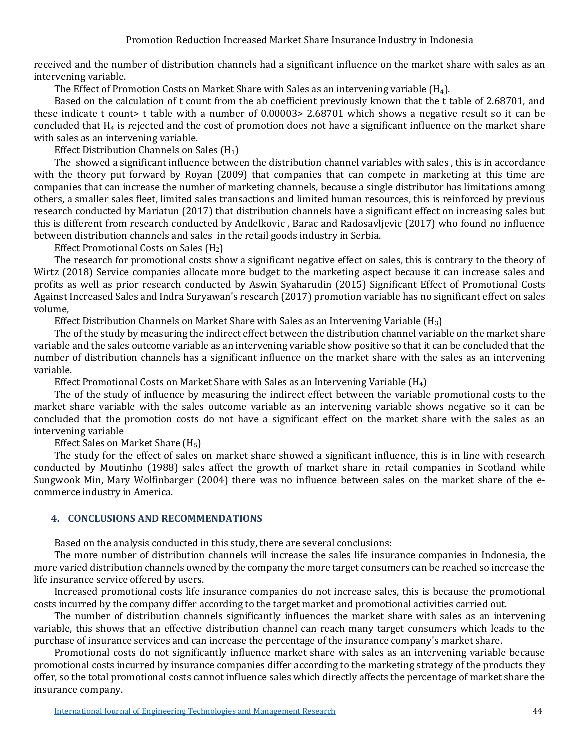received and the number of distribution channels had a significant influence on the market share with sales as an intervening variable.

The Effect of Promotion Costs on Market Share with Sales as an intervening variable ($H_4$).

Based on the calculation of t count from the ab coefficient previously known that the t table of 2.68701, and these indicate t count> t table with a number of 0.00003> 2.68701 which shows a negative result so it can be concluded that $H_4$ is rejected and the cost of promotion does not have a significant influence on the market share with sales as an intervening variable.

Effect Distribution Channels on Sales ($H_1$)

The showed a significant influence between the distribution channel variables with sales , this is in accordance with the theory put forward by Royan (2009) that companies that can compete in marketing at this time are companies that can increase the number of marketing channels, because a single distributor has limitations among others, a smaller sales fleet, limited sales transactions and limited human resources, this is reinforced by previous research conducted by Mariatun (2017) that distribution channels have a significant effect on increasing sales but this is different from research conducted by Andelkovic , Barac and Radosavljevic (2017) who found no influence between distribution channels and sales in the retail goods industry in Serbia.

Effect Promotional Costs on Sales ($H_2$)

The research for promotional costs show a significant negative effect on sales, this is contrary to the theory of Wirtz (2018) Service companies allocate more budget to the marketing aspect because it can increase sales and profits as well as prior research conducted by Aswin Syaharudin (2015) Significant Effect of Promotional Costs Against Increased Sales and Indra Suryawan's research (2017) promotion variable has no significant effect on sales volume,

Effect Distribution Channels on Market Share with Sales as an Intervening Variable ($H_3$)

The of the study by measuring the indirect effect between the distribution channel variable on the market share variable and the sales outcome variable as an intervening variable show positive so that it can be concluded that the number of distribution channels has a significant influence on the market share with the sales as an intervening variable.

Effect Promotional Costs on Market Share with Sales as an Intervening Variable ($H_4$)

The of the study of influence by measuring the indirect effect between the variable promotional costs to the market share variable with the sales outcome variable as an intervening variable shows negative so it can be concluded that the promotion costs do not have a significant effect on the market share with the sales as an intervening variable

Effect Sales on Market Share ($H_5$)

The study for the effect of sales on market share showed a significant influence, this is in line with research conducted by Moutinho (1988) sales affect the growth of market share in retail companies in Scotland while Sungwook Min, Mary Wolfinbarger (2004) there was no influence between sales on the market share of the e-commerce industry in America.

## 4. CONCLUSIONS AND RECOMMENDATIONS

Based on the analysis conducted in this study, there are several conclusions:

The more number of distribution channels will increase the sales life insurance companies in Indonesia, the more varied distribution channels owned by the company the more target consumers can be reached so increase the life insurance service offered by users.

Increased promotional costs life insurance companies do not increase sales, this is because the promotional costs incurred by the company differ according to the target market and promotional activities carried out.

The number of distribution channels significantly influences the market share with sales as an intervening variable, this shows that an effective distribution channel can reach many target consumers which leads to the purchase of insurance services and can increase the percentage of the insurance company's market share.

Promotional costs do not significantly influence market share with sales as an intervening variable because promotional costs incurred by insurance companies differ according to the marketing strategy of the products they offer, so the total promotional costs cannot influence sales which directly affects the percentage of market share the insurance company.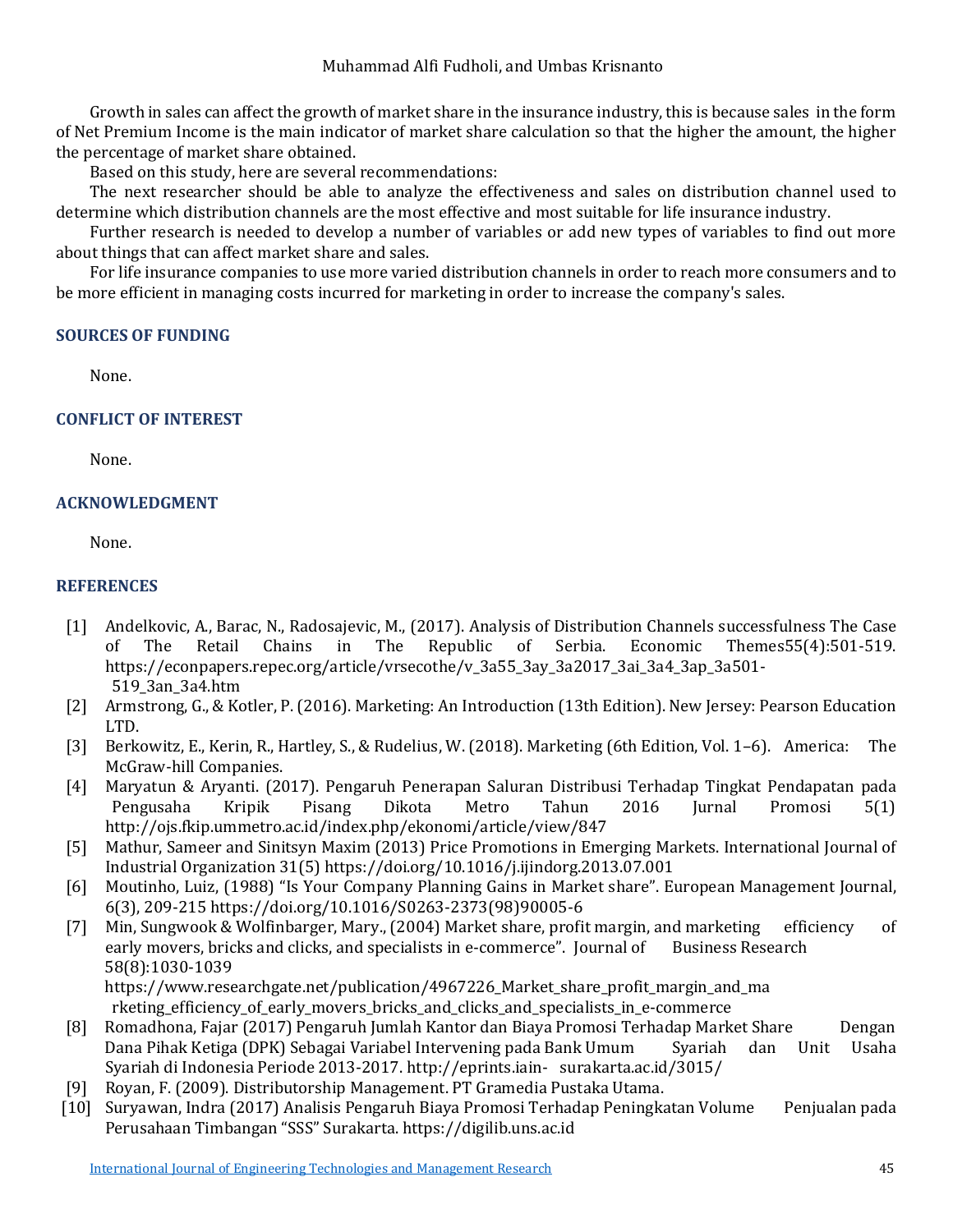Growth in sales can affect the growth of market share in the insurance industry, this is because sales in the form of Net Premium Income is the main indicator of market share calculation so that the higher the amount, the higher the percentage of market share obtained.

Based on this study, here are several recommendations:

The next researcher should be able to analyze the effectiveness and sales on distribution channel used to determine which distribution channels are the most effective and most suitable for life insurance industry.

Further research is needed to develop a number of variables or add new types of variables to find out more about things that can affect market share and sales.

For life insurance companies to use more varied distribution channels in order to reach more consumers and to be more efficient in managing costs incurred for marketing in order to increase the company's sales.

## SOURCES OF FUNDING

None.

## CONFLICT OF INTEREST

None.

## ACKNOWLEDGMENT

None.

## REFERENCES

[1] Andelkovic, A., Barac, N., Radosajevic, M., (2017). Analysis of Distribution Channels successfulness The Case of The Retail Chains in The Republic of Serbia. Economic Themes55(4):501-519. https://econpapers.repec.org/article/vrsecothe/v_3a55_3ay_3a2017_3ai_3a4_3ap_3a501-519_3an_3a4.htm

[2] Armstrong, G., & Kotler, P. (2016). Marketing: An Introduction (13th Edition). New Jersey: Pearson Education LTD.

[3] Berkowitz, E., Kerin, R., Hartley, S., & Rudelius, W. (2018). Marketing (6th Edition, Vol. 1–6). America: The McGraw-hill Companies.

[4] Maryatun & Aryanti. (2017). Pengaruh Penerapan Saluran Distribusi Terhadap Tingkat Pendapatan pada Pengusaha Kripik Pisang Dikota Metro Tahun 2016 Jurnal Promosi 5(1) http://ojs.fkip.ummetro.ac.id/index.php/ekonomi/article/view/847

[5] Mathur, Sameer and Sinitsyn Maxim (2013) Price Promotions in Emerging Markets. International Journal of Industrial Organization 31(5) https://doi.org/10.1016/j.ijindorg.2013.07.001

[6] Moutinho, Luiz, (1988) "Is Your Company Planning Gains in Market share". European Management Journal, 6(3), 209-215 https://doi.org/10.1016/S0263-2373(98)90005-6

[7] Min, Sungwook & Wolfinbarger, Mary., (2004) Market share, profit margin, and marketing efficiency of early movers, bricks and clicks, and specialists in e-commerce". Journal of Business Research 58(8):1030-1039 https://www.researchgate.net/publication/4967226_Market_share_profit_margin_and_marketing_efficiency_of_early_movers_bricks_and_clicks_and_specialists_in_e-commerce

[8] Romadhona, Fajar (2017) Pengaruh Jumlah Kantor dan Biaya Promosi Terhadap Market Share Dengan Dana Pihak Ketiga (DPK) Sebagai Variabel Intervening pada Bank Umum Syariah dan Unit Usaha Syariah di Indonesia Periode 2013-2017. http://eprints.iain-surakarta.ac.id/3015/

[9] Royan, F. (2009). Distributorship Management. PT Gramedia Pustaka Utama.

[10] Suryawan, Indra (2017) Analisis Pengaruh Biaya Promosi Terhadap Peningkatan Volume Penjualan pada Perusahaan Timbangan "SSS" Surakarta. https://digilib.uns.ac.id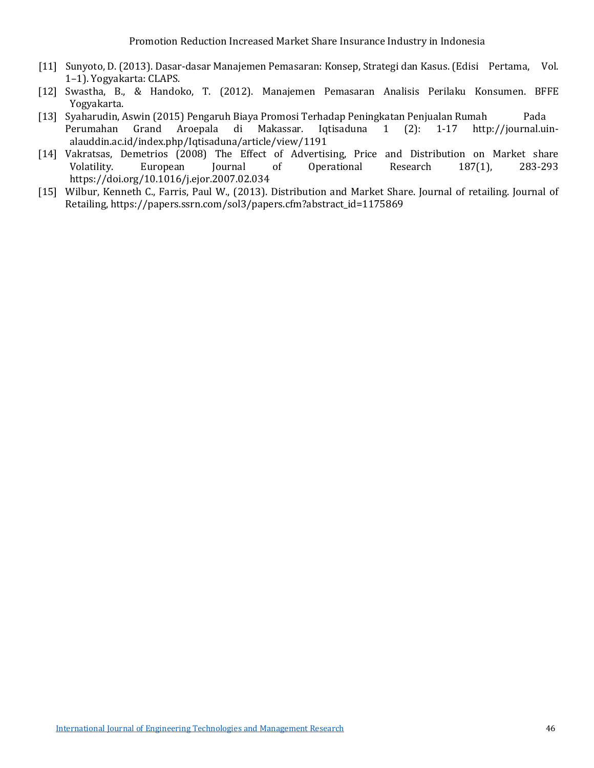[11] Sunyoto, D. (2013). Dasar-dasar Manajemen Pemasaran: Konsep, Strategi dan Kasus. (Edisi Pertama, Vol. 1–1). Yogyakarta: CLAPS.

[12] Swastha, B., & Handoko, T. (2012). Manajemen Pemasaran Analisis Perilaku Konsumen. BFFE Yogyakarta.

[13] Syaharudin, Aswin (2015) Pengaruh Biaya Promosi Terhadap Peningkatan Penjualan Rumah Pada Perumahan Grand Aroepala di Makassar. Iqtisaduna 1 (2): 1-17 http://journal.uin-alauddin.ac.id/index.php/Iqtisaduna/article/view/1191

[14] Vakratsas, Demetrios (2008) The Effect of Advertising, Price and Distribution on Market share Volatility. European Journal of Operational Research 187(1), 283-293 https://doi.org/10.1016/j.ejor.2007.02.034

[15] Wilbur, Kenneth C., Farris, Paul W., (2013). Distribution and Market Share. Journal of retailing. Journal of Retailing, https://papers.ssrn.com/sol3/papers.cfm?abstract_id=1175869